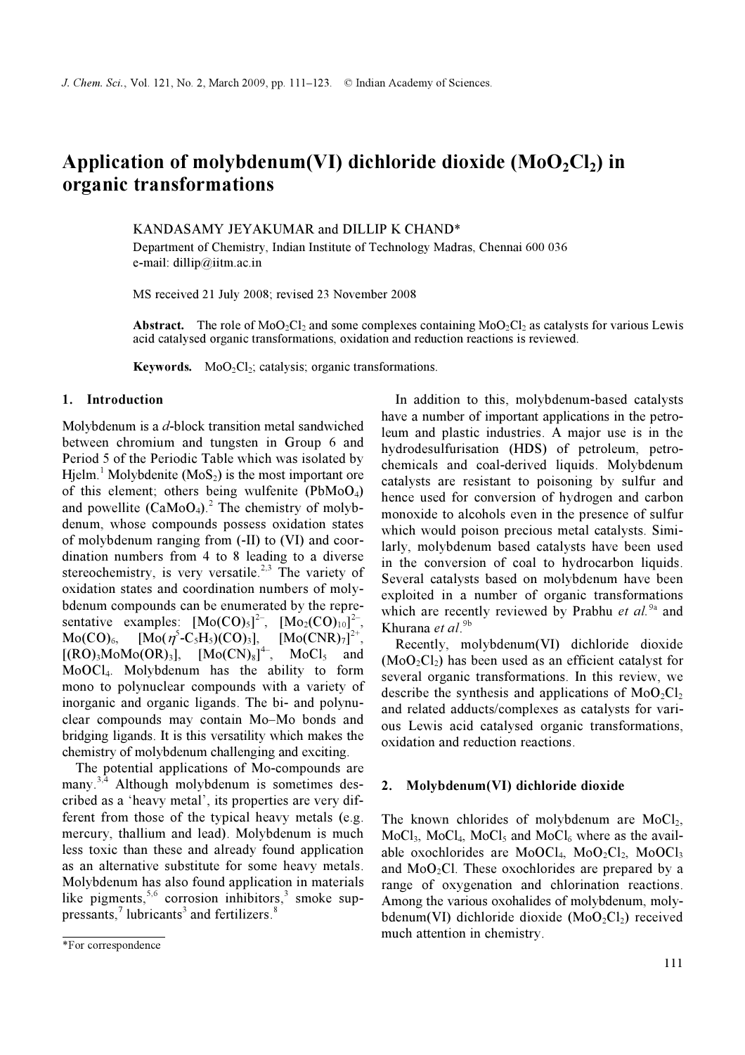# Application of molybdenum(VI) dichloride dioxide ($MoO_2Cl_2$) in organic transformations

KANDASAMY JEYAKUMAR and DILLIP K CHAND*

Department of Chemistry, Indian Institute of Technology Madras, Chennai 600 036
e-mail: dillip@iitm.ac.in

MS received 21 July 2008; revised 23 November 2008

**Abstract.** The role of $MoO_2Cl_2$ and some complexes containing $MoO_2Cl_2$ as catalysts for various Lewis acid catalysed organic transformations, oxidation and reduction reactions is reviewed.

**Keywords.** $MoO_2Cl_2$; catalysis; organic transformations.

## 1. Introduction

Molybdenum is a *d*-block transition metal sandwiched between chromium and tungsten in Group 6 and Period 5 of the Periodic Table which was isolated by Hjelm.[1] Molybdenite ($MoS_2$) is the most important ore of this element; others being wulfenite ($PbMoO_4$) and powellite ($CaMoO_4$).[2] The chemistry of molybdenum, whose compounds possess oxidation states of molybdenum ranging from (-II) to (VI) and coordination numbers from 4 to 8 leading to a diverse stereochemistry, is very versatile.[2,3] The variety of oxidation states and coordination numbers of molybdenum compounds can be enumerated by the representative examples: $[Mo(CO)_5]^{2-}$, $[Mo_2(CO)_{10}]^{2-}$, $Mo(CO)_6$, $[Mo(\eta^5\text{-}C_5H_5)(CO)_3]$, $[Mo(CNR)_7]^{2+}$, $[(RO)_3MoMo(OR)_3]$, $[Mo(CN)_8]^{4-}$, $MoCl_5$ and $MoOCl_4$. Molybdenum has the ability to form mono to polynuclear compounds with a variety of inorganic and organic ligands. The bi- and polynuclear compounds may contain Mo–Mo bonds and bridging ligands. It is this versatility which makes the chemistry of molybdenum challenging and exciting.

The potential applications of Mo-compounds are many.[3,4] Although molybdenum is sometimes described as a 'heavy metal', its properties are very different from those of the typical heavy metals (e.g. mercury, thallium and lead). Molybdenum is much less toxic than these and already found application as an alternative substitute for some heavy metals. Molybdenum has also found application in materials like pigments,[5,6] corrosion inhibitors,[3] smoke suppressants,[7] lubricants[3] and fertilizers.[8]

In addition to this, molybdenum-based catalysts have a number of important applications in the petroleum and plastic industries. A major use is in the hydrodesulfurisation (HDS) of petroleum, petrochemicals and coal-derived liquids. Molybdenum catalysts are resistant to poisoning by sulfur and hence used for conversion of hydrogen and carbon monoxide to alcohols even in the presence of sulfur which would poison precious metal catalysts. Similarly, molybdenum based catalysts have been used in the conversion of coal to hydrocarbon liquids. Several catalysts based on molybdenum have been exploited in a number of organic transformations which are recently reviewed by Prabhu *et al.*[9a] and Khurana *et al.*[9b]

Recently, molybdenum(VI) dichloride dioxide ($MoO_2Cl_2$) has been used as an efficient catalyst for several organic transformations. In this review, we describe the synthesis and applications of $MoO_2Cl_2$ and related adducts/complexes as catalysts for various Lewis acid catalysed organic transformations, oxidation and reduction reactions.

## 2. Molybdenum(VI) dichloride dioxide

The known chlorides of molybdenum are $MoCl_2$, $MoCl_3$, $MoCl_4$, $MoCl_5$ and $MoCl_6$ where as the available oxochlorides are $MoOCl_4$, $MoO_2Cl_2$, $MoOCl_3$ and $MoO_2Cl$. These oxochlorides are prepared by a range of oxygenation and chlorination reactions. Among the various oxohalides of molybdenum, molybdenum(VI) dichloride dioxide ($MoO_2Cl_2$) received much attention in chemistry.

*For correspondence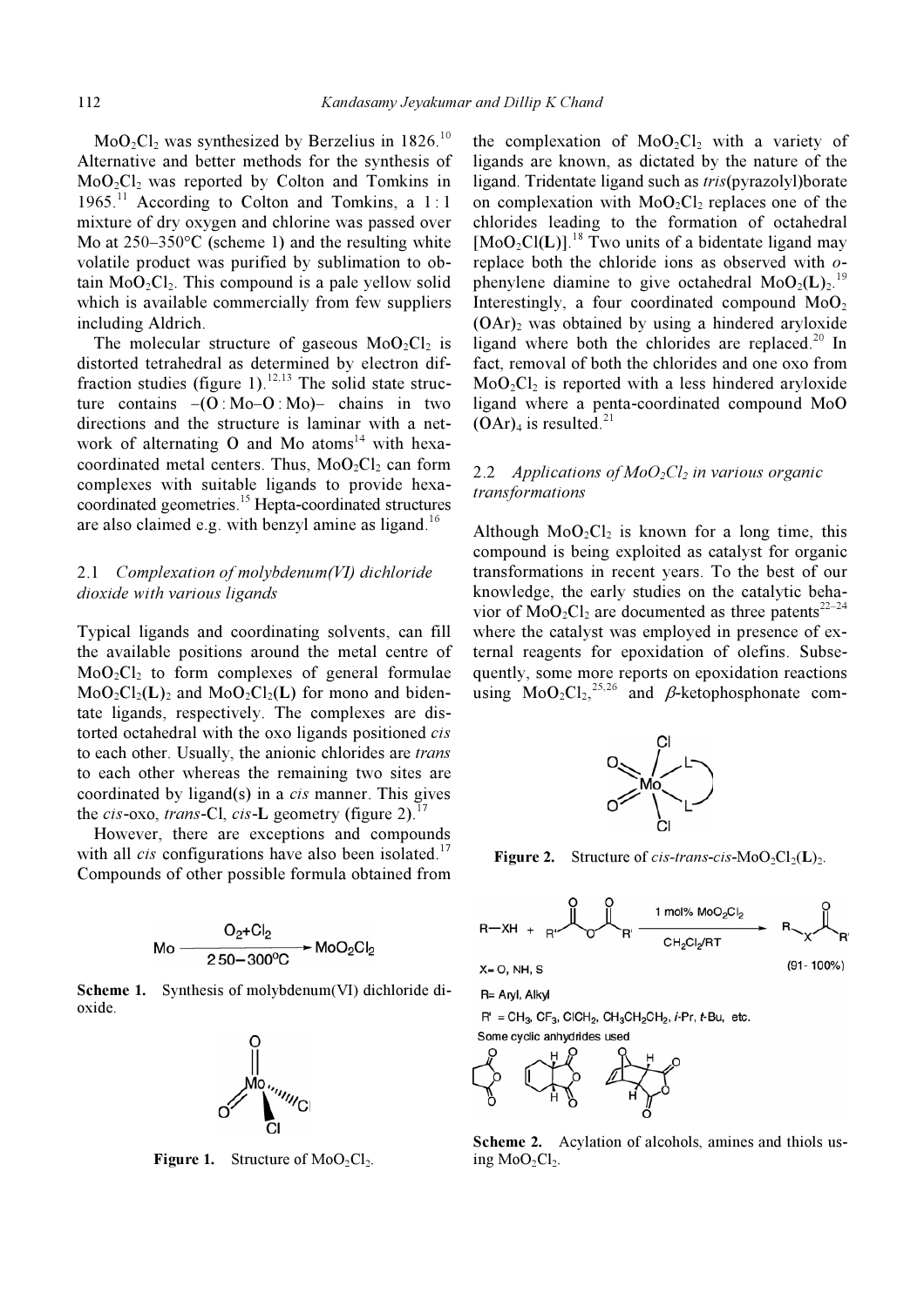$MoO_2Cl_2$ was synthesized by Berzelius in 1826.[10] Alternative and better methods for the synthesis of $MoO_2Cl_2$ was reported by Colton and Tomkins in 1965.[11] According to Colton and Tomkins, a 1 : 1 mixture of dry oxygen and chlorine was passed over Mo at 250–350°C (scheme 1) and the resulting white volatile product was purified by sublimation to obtain $MoO_2Cl_2$. This compound is a pale yellow solid which is available commercially from few suppliers including Aldrich.

The molecular structure of gaseous $MoO_2Cl_2$ is distorted tetrahedral as determined by electron diffraction studies (figure 1).[12,13] The solid state structure contains –(O : Mo–O : Mo)– chains in two directions and the structure is laminar with a network of alternating O and Mo atoms[14] with hexa-coordinated metal centers. Thus, $MoO_2Cl_2$ can form complexes with suitable ligands to provide hexa-coordinated geometries.[15] Hepta-coordinated structures are also claimed e.g. with benzyl amine as ligand.[16]

$$Mo \xrightarrow[250-300^{o}C]{O_2+Cl_2} MoO_2Cl_2$$

**Scheme 1.** Synthesis of molybdenum(VI) dichloride dioxide.

**Figure 1.** Structure of $MoO_2Cl_2$.

### 2.1 *Complexation of molybdenum(VI) dichloride dioxide with various ligands*

Typical ligands and coordinating solvents, can fill the available positions around the metal centre of $MoO_2Cl_2$ to form complexes of general formulae $MoO_2Cl_2(\mathbf{L})_2$ and $MoO_2Cl_2(\mathbf{L})$ for mono and bidentate ligands, respectively. The complexes are distorted octahedral with the oxo ligands positioned *cis* to each other. Usually, the anionic chlorides are *trans* to each other whereas the remaining two sites are coordinated by ligand(s) in a *cis* manner. This gives the *cis*-oxo, *trans*-Cl, *cis*-**L** geometry (figure 2).[17]

However, there are exceptions and compounds with all *cis* configurations have also been isolated.[17] Compounds of other possible formula obtained from the complexation of $MoO_2Cl_2$ with a variety of ligands are known, as dictated by the nature of the ligand. Tridentate ligand such as *tris*(pyrazolyl)borate on complexation with $MoO_2Cl_2$ replaces one of the chlorides leading to the formation of octahedral $[MoO_2Cl(\mathbf{L})]$.[18] Two units of a bidentate ligand may replace both the chloride ions as observed with *o*-phenylene diamine to give octahedral $MoO_2(\mathbf{L})_2$.[19] Interestingly, a four coordinated compound $MoO_2(OAr)_2$ was obtained by using a hindered aryloxide ligand where both the chlorides are replaced.[20] In fact, removal of both the chlorides and one oxo from $MoO_2Cl_2$ is reported with a less hindered aryloxide ligand where a penta-coordinated compound $MoO(OAr)_4$ is resulted.[21]

**Figure 2.** Structure of *cis-trans-cis*-$MoO_2Cl_2(\mathbf{L})_2$.

### 2.2 *Applications of $MoO_2Cl_2$ in various organic transformations*

Although $MoO_2Cl_2$ is known for a long time, this compound is being exploited as catalyst for organic transformations in recent years. To the best of our knowledge, the early studies on the catalytic behavior of $MoO_2Cl_2$ are documented as three patents[22–24] where the catalyst was employed in presence of external reagents for epoxidation of olefins. Subsequently, some more reports on epoxidation reactions using $MoO_2Cl_2$,[25,26] and $\beta$-ketophosphonate com-

R–XH + R'C(O)OC(O)R' → (1 mol% $MoO_2Cl_2$, $CH_2Cl_2$/RT) → R–X–C(O)R' (91–100%)

X = O, NH, S

R = Aryl, Alkyl

R' = $CH_3$, $CF_3$, $ClCH_2$, $CH_3CH_2CH_2$, *i*-Pr, *t*-Bu, etc.

Some cyclic anhydrides used

**Scheme 2.** Acylation of alcohols, amines and thiols using $MoO_2Cl_2$.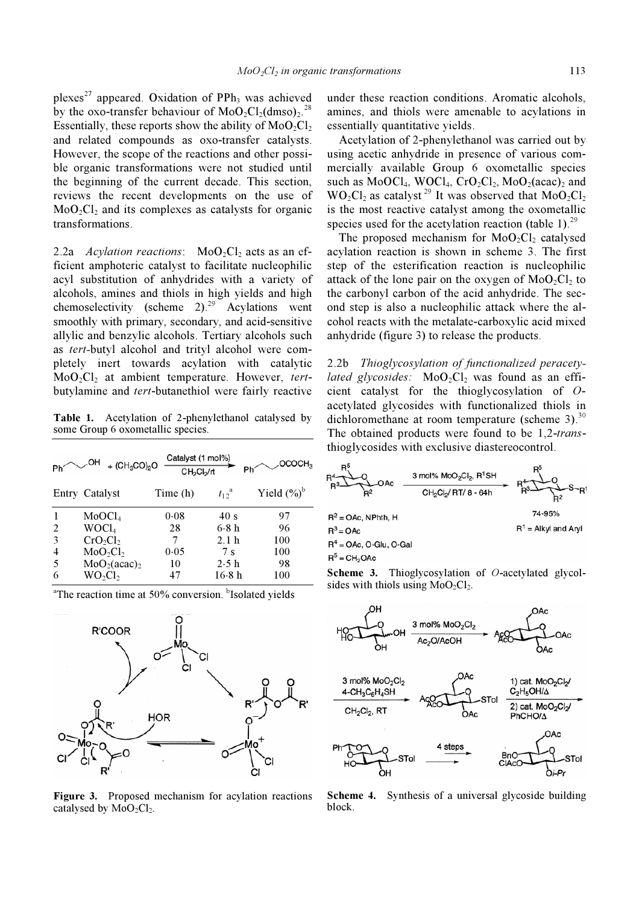plexes[27] appeared. Oxidation of $PPh_3$ was achieved by the oxo-transfer behaviour of $MoO_2Cl_2(dmso)_2$.[28] Essentially, these reports show the ability of $MoO_2Cl_2$ and related compounds as oxo-transfer catalysts. However, the scope of the reactions and other possible organic transformations were not studied until the beginning of the current decade. This section, reviews the recent developments on the use of $MoO_2Cl_2$ and its complexes as catalysts for organic transformations.

2.2a *Acylation reactions*: $MoO_2Cl_2$ acts as an efficient amphoteric catalyst to facilitate nucleophilic acyl substitution of anhydrides with a variety of alcohols, amines and thiols in high yields and high chemoselectivity (scheme 2).[29] Acylations went smoothly with primary, secondary, and acid-sensitive allylic and benzylic alcohols. Tertiary alcohols such as *tert*-butyl alcohol and trityl alcohol were completely inert towards acylation with catalytic $MoO_2Cl_2$ at ambient temperature. However, *tert*-butylamine and *tert*-butanethiol were fairly reactive under these reaction conditions. Aromatic alcohols, amines, and thiols were amenable to acylations in essentially quantitative yields.

Acetylation of 2-phenylethanol was carried out by using acetic anhydride in presence of various commercially available Group 6 oxometallic species such as $MoOCl_4$, $WOCl_4$, $CrO_2Cl_2$, $MoO_2(acac)_2$ and $WO_2Cl_2$ as catalyst.[29] It was observed that $MoO_2Cl_2$ is the most reactive catalyst among the oxometallic species used for the acetylation reaction (table 1).[29]

**Table 1.** Acetylation of 2-phenylethanol catalysed by some Group 6 oxometallic species.

Ph–CH$_2$CH$_2$–OH + $(CH_3CO)_2O$ →[Catalyst (1 mol%), $CH_2Cl_2$/rt] Ph–CH$_2$CH$_2$–OCOCH$_3$

| Entry | Catalyst | Time (h) | $t_{1/2}$[a] | Yield (%)[b] |
|---|---|---|---|---|
| 1 | $MoOCl_4$ | 0·08 | 40 s | 97 |
| 2 | $WOCl_4$ | 28 | 6·8 h | 96 |
| 3 | $CrO_2Cl_2$ | 7 | 2.1 h | 100 |
| 4 | $MoO_2Cl_2$ | 0·05 | 7 s | 100 |
| 5 | $MoO_2(acac)_2$ | 10 | 2·5 h | 98 |
| 6 | $WO_2Cl_2$ | 47 | 16·8 h | 100 |

[a]The reaction time at 50% conversion. [b]Isolated yields

**Figure 3.** Proposed mechanism for acylation reactions catalysed by $MoO_2Cl_2$.

The proposed mechanism for $MoO_2Cl_2$ catalysed acylation reaction is shown in scheme 3. The first step of the esterification reaction is nucleophilic attack of the lone pair on the oxygen of $MoO_2Cl_2$ to the carbonyl carbon of the acid anhydride. The second step is also a nucleophilic attack where the alcohol reacts with the metalate-carboxylic acid mixed anhydride (figure 3) to release the products.

2.2b *Thioglycosylation of functionalized peracetylated glycosides:* $MoO_2Cl_2$ was found as an efficient catalyst for the thioglycosylation of *O*-acetylated glycosides with functionalized thiols in dichloromethane at room temperature (scheme 3).[30] The obtained products were found to be 1,2-*trans*-thioglycosides with exclusive diastereocontrol.

3 mol% $MoO_2Cl_2$, $R^1SH$; $CH_2Cl_2$/ RT/ 8 - 64h; 74-95%

$R^2$ = OAc, NPhth, H
$R^3$ = OAc
$R^4$ = OAc, O-Glu, O-Gal
$R^5$ = $CH_2OAc$
$R^1$ = Alkyl and Aryl

**Scheme 3.** Thioglycosylation of *O*-acetylated glycolsides with thiols using $MoO_2Cl_2$.

3 mol% $MoO_2Cl_2$, $Ac_2O$/AcOH; 3 mol% $MoO_2Cl_2$, 4-$CH_3C_6H_4SH$, $CH_2Cl_2$, RT; 1) cat. $MoO_2Cl_2$/ $C_2H_5OH$/Δ 2) cat. $MoO_2Cl_2$/ PhCHO/Δ; 4 steps

**Scheme 4.** Synthesis of a universal glycoside building block.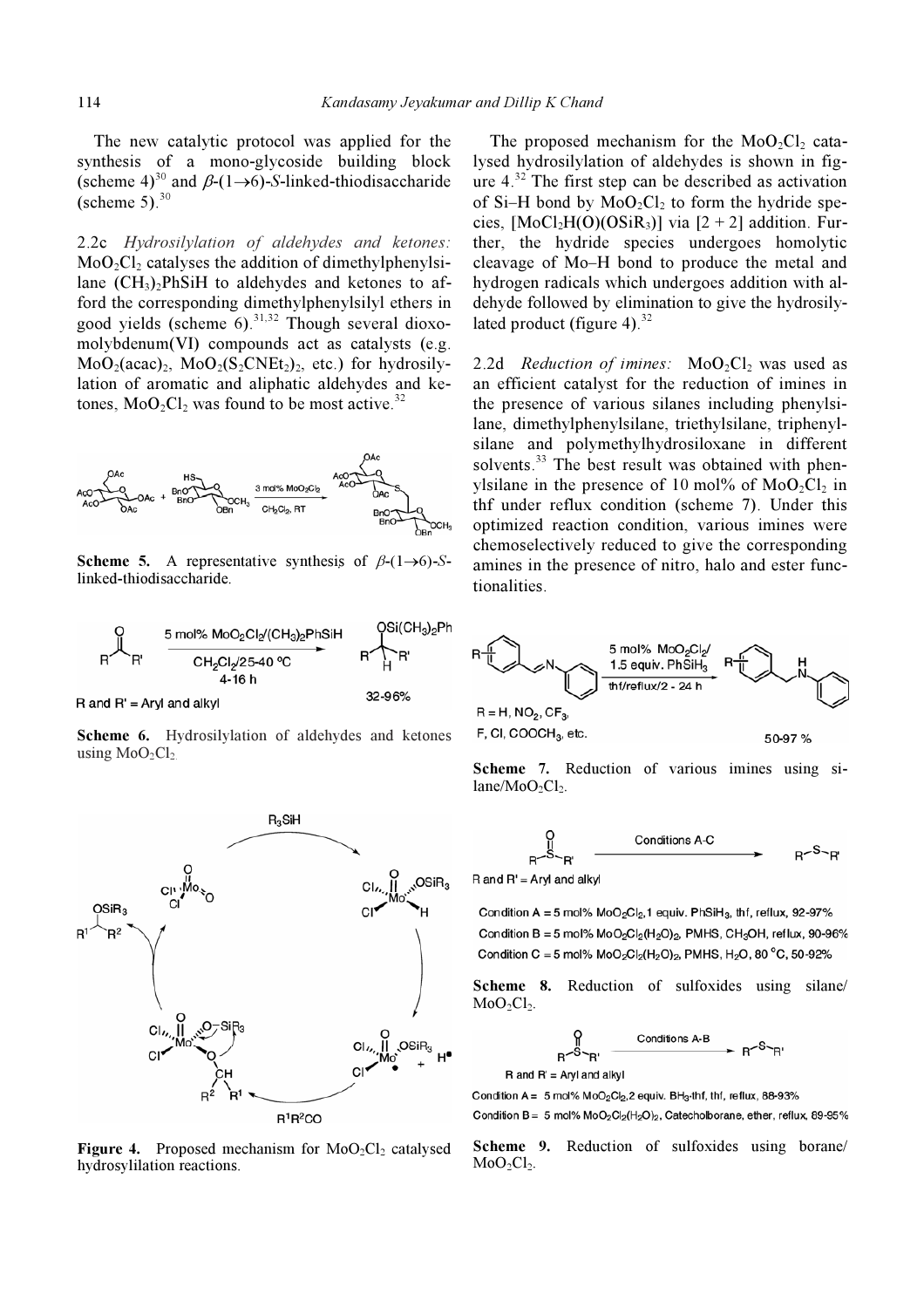The new catalytic protocol was applied for the synthesis of a mono-glycoside building block (scheme 4)[30] and $\beta$-(1→6)-*S*-linked-thiodisaccharide (scheme 5).[30]

2.2c *Hydrosilylation of aldehydes and ketones:* $MoO_2Cl_2$ catalyses the addition of dimethylphenylsilane $(CH_3)_2PhSiH$ to aldehydes and ketones to afford the corresponding dimethylphenylsilyl ethers in good yields (scheme 6).[31,32] Though several dioxomolybdenum(VI) compounds act as catalysts (e.g. $MoO_2(acac)_2$, $MoO_2(S_2CNEt_2)_2$, etc.) for hydrosilylation of aromatic and aliphatic aldehydes and ketones, $MoO_2Cl_2$ was found to be most active.[32]

**Scheme 5.** A representative synthesis of $\beta$-(1→6)-*S*-linked-thiodisaccharide.

**Scheme 6.** Hydrosilylation of aldehydes and ketones using $MoO_2Cl_2$.

**Figure 4.** Proposed mechanism for $MoO_2Cl_2$ catalysed hydrosylilation reactions.

The proposed mechanism for the $MoO_2Cl_2$ catalysed hydrosilylation of aldehydes is shown in figure 4.[32] The first step can be described as activation of Si–H bond by $MoO_2Cl_2$ to form the hydride species, $[MoCl_2H(O)(OSiR_3)]$ via [2 + 2] addition. Further, the hydride species undergoes homolytic cleavage of Mo–H bond to produce the metal and hydrogen radicals which undergoes addition with aldehyde followed by elimination to give the hydrosilylated product (figure 4).[32]

2.2d *Reduction of imines:* $MoO_2Cl_2$ was used as an efficient catalyst for the reduction of imines in the presence of various silanes including phenylsilane, dimethylphenylsilane, triethylsilane, triphenylsilane and polymethylhydrosiloxane in different solvents.[33] The best result was obtained with phenylsilane in the presence of 10 mol% of $MoO_2Cl_2$ in thf under reflux condition (scheme 7). Under this optimized reaction condition, various imines were chemoselectively reduced to give the corresponding amines in the presence of nitro, halo and ester functionalities.

**Scheme 7.** Reduction of various imines using silane/$MoO_2Cl_2$.

**Scheme 8.** Reduction of sulfoxides using silane/$MoO_2Cl_2$.

**Scheme 9.** Reduction of sulfoxides using borane/$MoO_2Cl_2$.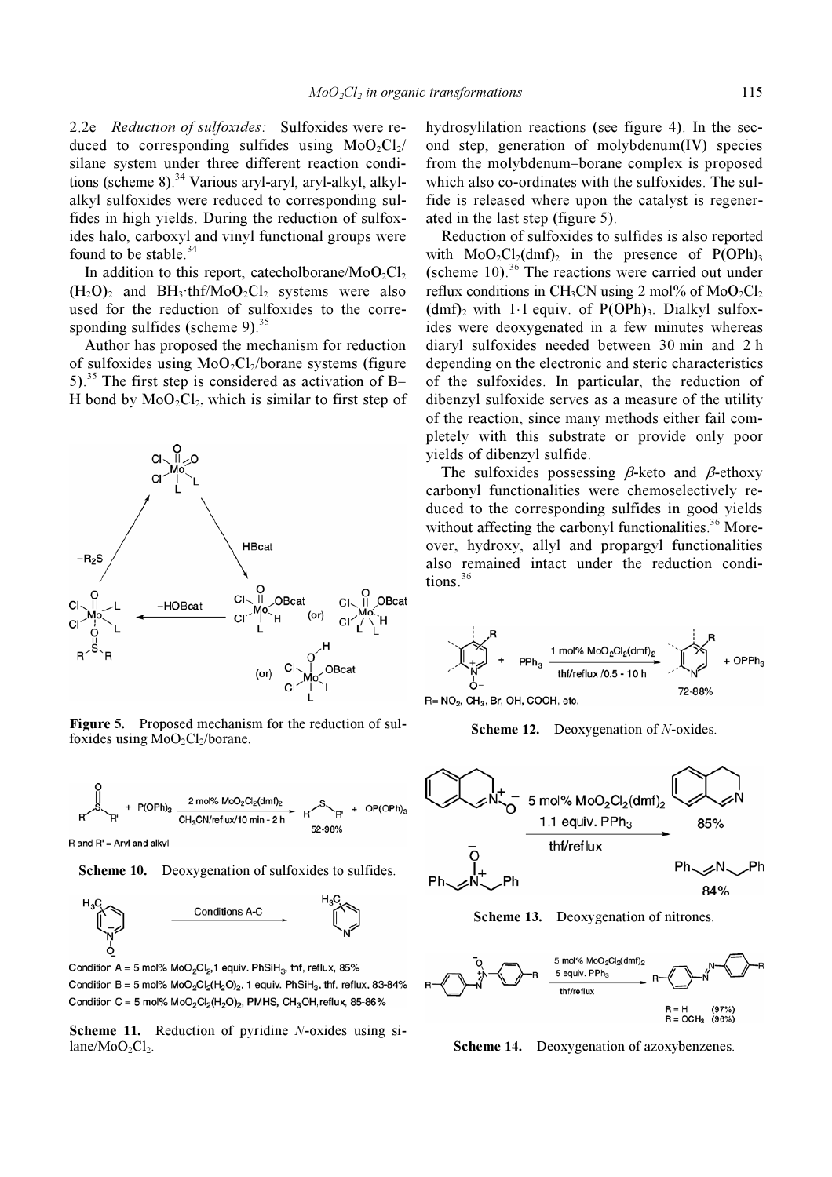2.2e *Reduction of sulfoxides:* Sulfoxides were reduced to corresponding sulfides using $MoO_2Cl_2$/silane system under three different reaction conditions (scheme 8).[34] Various aryl-aryl, aryl-alkyl, alkyl-alkyl sulfoxides were reduced to corresponding sulfides in high yields. During the reduction of sulfoxides halo, carboxyl and vinyl functional groups were found to be stable.[34]

In addition to this report, catecholborane/$MoO_2Cl_2(H_2O)_2$ and $BH_3{\cdot}thf/MoO_2Cl_2$ systems were also used for the reduction of sulfoxides to the corresponding sulfides (scheme 9).[35]

Author has proposed the mechanism for reduction of sulfoxides using $MoO_2Cl_2$/borane systems (figure 5).[35] The first step is considered as activation of B–H bond by $MoO_2Cl_2$, which is similar to first step of hydrosylilation reactions (see figure 4). In the second step, generation of molybdenum(IV) species from the molybdenum–borane complex is proposed which also co-ordinates with the sulfoxides. The sulfide is released where upon the catalyst is regenerated in the last step (figure 5).

**Figure 5.** Proposed mechanism for the reduction of sulfoxides using $MoO_2Cl_2$/borane.

Reduction of sulfoxides to sulfides is also reported with $MoO_2Cl_2(dmf)_2$ in the presence of $P(OPh)_3$ (scheme 10).[36] The reactions were carried out under reflux conditions in $CH_3CN$ using 2 mol% of $MoO_2Cl_2(dmf)_2$ with 1·1 equiv. of $P(OPh)_3$. Dialkyl sulfoxides were deoxygenated in a few minutes whereas diaryl sulfoxides needed between 30 min and 2 h depending on the electronic and steric characteristics of the sulfoxides. In particular, the reduction of dibenzyl sulfoxide serves as a measure of the utility of the reaction, since many methods either fail completely with this substrate or provide only poor yields of dibenzyl sulfide.

The sulfoxides possessing $\beta$-keto and $\beta$-ethoxy carbonyl functionalities were chemoselectively reduced to the corresponding sulfides in good yields without affecting the carbonyl functionalities.[36] Moreover, hydroxy, allyl and propargyl functionalities also remained intact under the reduction conditions.[36]

**Scheme 10.** Deoxygenation of sulfoxides to sulfides.

Condition A = 5 mol% $MoO_2Cl_2$, 1 equiv. $PhSiH_3$, thf, reflux, 85%
Condition B = 5 mol% $MoO_2Cl_2(H_2O)_2$, 1 equiv. $PhSiH_3$, thf, reflux, 83-84%
Condition C = 5 mol% $MoO_2Cl_2(H_2O)_2$, PMHS, $CH_3OH$, reflux, 85-86%

**Scheme 11.** Reduction of pyridine *N*-oxides using silane/$MoO_2Cl_2$.

**Scheme 12.** Deoxygenation of *N*-oxides.

**Scheme 13.** Deoxygenation of nitrones.

**Scheme 14.** Deoxygenation of azoxybenzenes.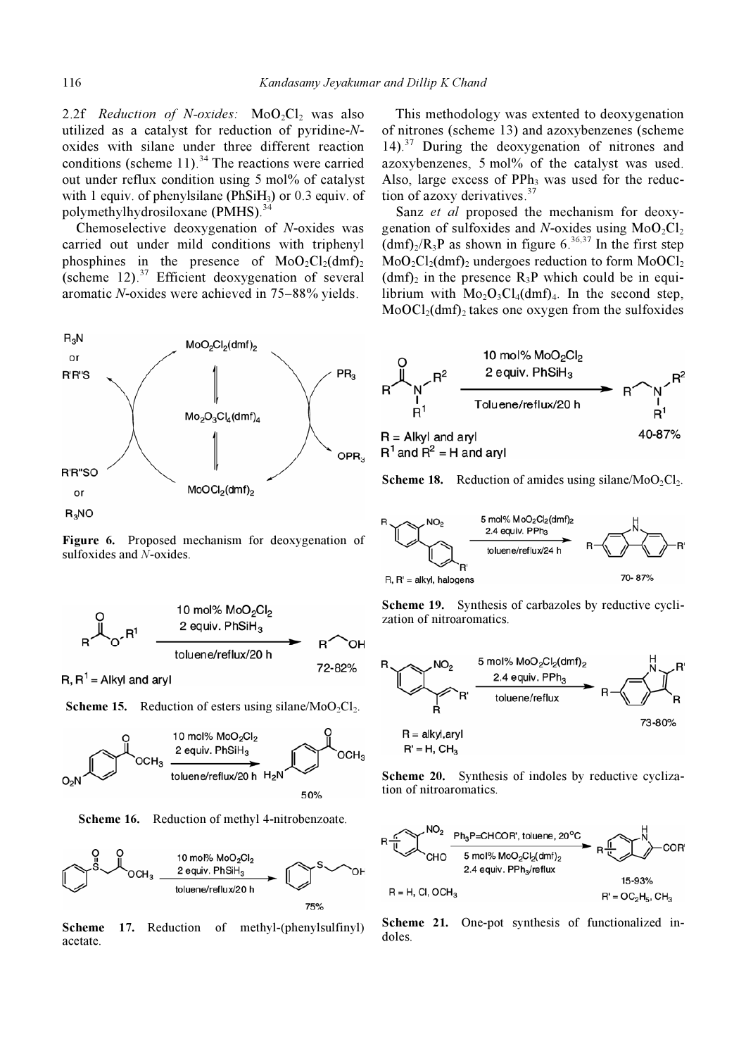2.2f *Reduction of N-oxides:* $MoO_2Cl_2$ was also utilized as a catalyst for reduction of pyridine-*N*-oxides with silane under three different reaction conditions (scheme 11).[34] The reactions were carried out under reflux condition using 5 mol% of catalyst with 1 equiv. of phenylsilane ($PhSiH_3$) or 0.3 equiv. of polymethylhydrosiloxane (PMHS).[34]

Chemoselective deoxygenation of *N*-oxides was carried out under mild conditions with triphenyl phosphines in the presence of $MoO_2Cl_2(dmf)_2$ (scheme 12).[37] Efficient deoxygenation of several aromatic *N*-oxides were achieved in 75–88% yields.

This methodology was extented to deoxygenation of nitrones (scheme 13) and azoxybenzenes (scheme 14).[37] During the deoxygenation of nitrones and azoxybenzenes, 5 mol% of the catalyst was used. Also, large excess of $PPh_3$ was used for the reduction of azoxy derivatives.[37]

Sanz *et al* proposed the mechanism for deoxygenation of sulfoxides and *N*-oxides using $MoO_2Cl_2(dmf)_2/R_3P$ as shown in figure 6.[36,37] In the first step $MoO_2Cl_2(dmf)_2$ undergoes reduction to form $MoOCl_2(dmf)_2$ in the presence $R_3P$ which could be in equilibrium with $Mo_2O_3Cl_4(dmf)_4$. In the second step, $MoOCl_2(dmf)_2$ takes one oxygen from the sulfoxides

**Figure 6.** Proposed mechanism for deoxygenation of sulfoxides and *N*-oxides.

**Scheme 15.** Reduction of esters using silane/$MoO_2Cl_2$.

**Scheme 16.** Reduction of methyl 4-nitrobenzoate.

**Scheme 17.** Reduction of methyl-(phenylsulfinyl) acetate.

**Scheme 18.** Reduction of amides using silane/$MoO_2Cl_2$.

**Scheme 19.** Synthesis of carbazoles by reductive cyclization of nitroaromatics.

**Scheme 20.** Synthesis of indoles by reductive cyclization of nitroaromatics.

**Scheme 21.** One-pot synthesis of functionalized indoles.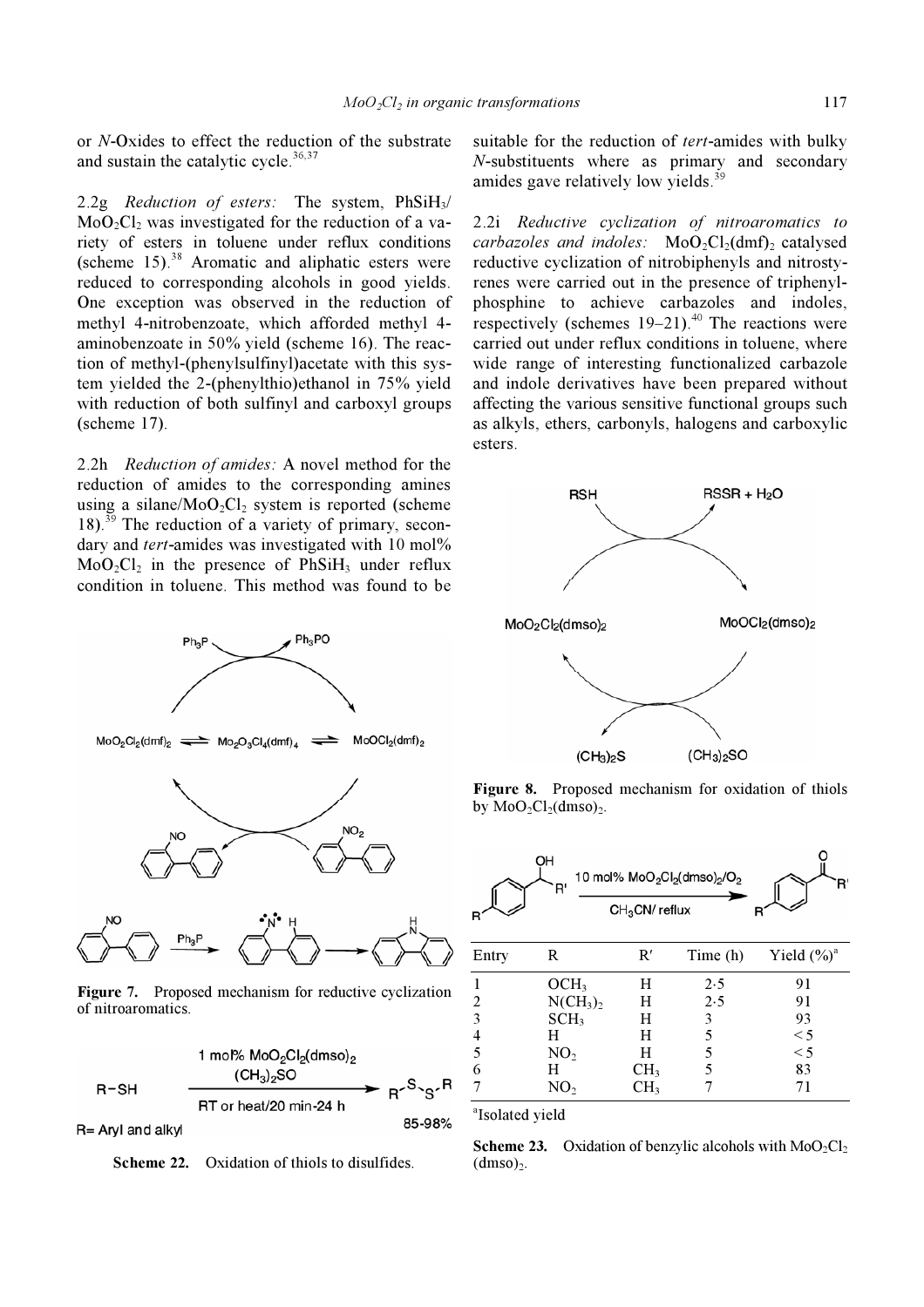or *N*-Oxides to effect the reduction of the substrate and sustain the catalytic cycle.[36,37]

2.2g *Reduction of esters:* The system, $PhSiH_3$/$MoO_2Cl_2$ was investigated for the reduction of a variety of esters in toluene under reflux conditions (scheme 15).[38] Aromatic and aliphatic esters were reduced to corresponding alcohols in good yields. One exception was observed in the reduction of methyl 4-nitrobenzoate, which afforded methyl 4-aminobenzoate in 50% yield (scheme 16). The reaction of methyl-(phenylsulfinyl)acetate with this system yielded the 2-(phenylthio)ethanol in 75% yield with reduction of both sulfinyl and carboxyl groups (scheme 17).

2.2h *Reduction of amides:* A novel method for the reduction of amides to the corresponding amines using a silane/$MoO_2Cl_2$ system is reported (scheme 18).[39] The reduction of a variety of primary, secondary and *tert*-amides was investigated with 10 mol% $MoO_2Cl_2$ in the presence of $PhSiH_3$ under reflux condition in toluene. This method was found to be suitable for the reduction of *tert*-amides with bulky *N*-substituents where as primary and secondary amides gave relatively low yields.[39]

2.2i *Reductive cyclization of nitroaromatics to carbazoles and indoles:* $MoO_2Cl_2(dmf)_2$ catalysed reductive cyclization of nitrobiphenyls and nitrostyrenes were carried out in the presence of triphenylphosphine to achieve carbazoles and indoles, respectively (schemes 19–21).[40] The reactions were carried out under reflux conditions in toluene, where wide range of interesting functionalized carbazole and indole derivatives have been prepared without affecting the various sensitive functional groups such as alkyls, ethers, carbonyls, halogens and carboxylic esters.

**Figure 7.** Proposed mechanism for reductive cyclization of nitroaromatics.

**Scheme 22.** Oxidation of thiols to disulfides.

**Figure 8.** Proposed mechanism for oxidation of thiols by $MoO_2Cl_2(dmso)_2$.

| Entry | R | R′ | Time (h) | Yield (%)[a] |
|---|---|---|---|---|
| 1 | $OCH_3$ | H | 2·5 | 91 |
| 2 | $N(CH_3)_2$ | H | 2·5 | 91 |
| 3 | $SCH_3$ | H | 3 | 93 |
| 4 | H | H | 5 | < 5 |
| 5 | $NO_2$ | H | 5 | < 5 |
| 6 | H | $CH_3$ | 5 | 83 |
| 7 | $NO_2$ | $CH_3$ | 7 | 71 |

[a]Isolated yield

**Scheme 23.** Oxidation of benzylic alcohols with $MoO_2Cl_2(dmso)_2$.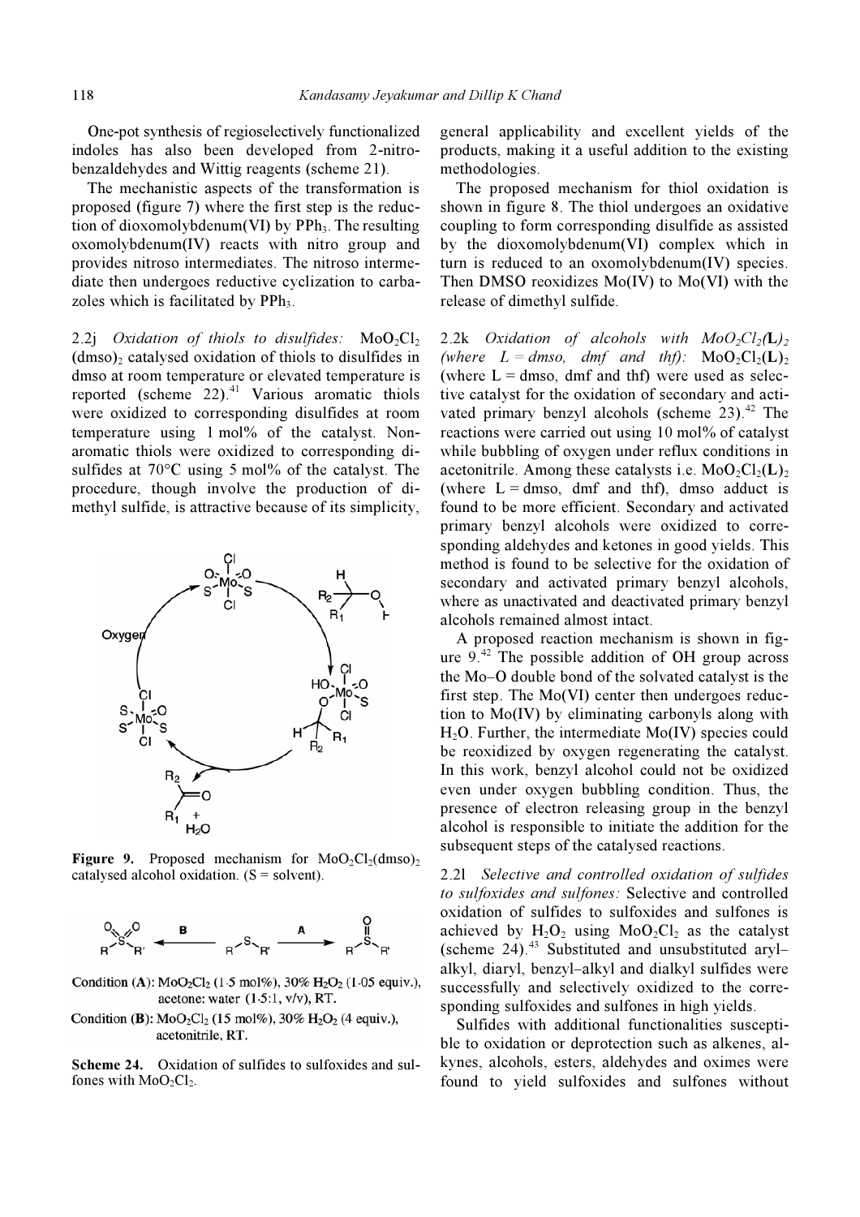One-pot synthesis of regioselectively functionalized indoles has also been developed from 2-nitrobenzaldehydes and Wittig reagents (scheme 21).

The mechanistic aspects of the transformation is proposed (figure 7) where the first step is the reduction of dioxomolybdenum(VI) by $PPh_3$. The resulting oxomolybdenum(IV) reacts with nitro group and provides nitroso intermediates. The nitroso intermediate then undergoes reductive cyclization to carbazoles which is facilitated by $PPh_3$.

2.2j *Oxidation of thiols to disulfides:* $MoO_2Cl_2(dmso)_2$ catalysed oxidation of thiols to disulfides in dmso at room temperature or elevated temperature is reported (scheme 22).[41] Various aromatic thiols were oxidized to corresponding disulfides at room temperature using 1 mol% of the catalyst. Non-aromatic thiols were oxidized to corresponding disulfides at 70°C using 5 mol% of the catalyst. The procedure, though involve the production of dimethyl sulfide, is attractive because of its simplicity, general applicability and excellent yields of the products, making it a useful addition to the existing methodologies.

The proposed mechanism for thiol oxidation is shown in figure 8. The thiol undergoes an oxidative coupling to form corresponding disulfide as assisted by the dioxomolybdenum(VI) complex which in turn is reduced to an oxomolybdenum(IV) species. Then DMSO reoxidizes Mo(IV) to Mo(VI) with the release of dimethyl sulfide.

**Figure 9.** Proposed mechanism for $MoO_2Cl_2(dmso)_2$ catalysed alcohol oxidation. (S = solvent).

Condition (**A**): $MoO_2Cl_2$ (1·5 mol%), 30% $H_2O_2$ (1·05 equiv.), acetone: water (1·5:1, v/v), RT.

Condition (**B**): $MoO_2Cl_2$ (15 mol%), 30% $H_2O_2$ (4 equiv.), acetonitrile, RT.

**Scheme 24.** Oxidation of sulfides to sulfoxides and sulfones with $MoO_2Cl_2$.

2.2k *Oxidation of alcohols with $MoO_2Cl_2(L)_2$ (where L = dmso, dmf and thf):* $MoO_2Cl_2(L)_2$ (where L = dmso, dmf and thf) were used as selective catalyst for the oxidation of secondary and activated primary benzyl alcohols (scheme 23).[42] The reactions were carried out using 10 mol% of catalyst while bubbling of oxygen under reflux conditions in acetonitrile. Among these catalysts i.e. $MoO_2Cl_2(L)_2$ (where L = dmso, dmf and thf), dmso adduct is found to be more efficient. Secondary and activated primary benzyl alcohols were oxidized to corresponding aldehydes and ketones in good yields. This method is found to be selective for the oxidation of secondary and activated primary benzyl alcohols, where as unactivated and deactivated primary benzyl alcohols remained almost intact.

A proposed reaction mechanism is shown in figure 9.[42] The possible addition of OH group across the Mo–O double bond of the solvated catalyst is the first step. The Mo(VI) center then undergoes reduction to Mo(IV) by eliminating carbonyls along with $H_2O$. Further, the intermediate Mo(IV) species could be reoxidized by oxygen regenerating the catalyst. In this work, benzyl alcohol could not be oxidized even under oxygen bubbling condition. Thus, the presence of electron releasing group in the benzyl alcohol is responsible to initiate the addition for the subsequent steps of the catalysed reactions.

2.2l *Selective and controlled oxidation of sulfides to sulfoxides and sulfones:* Selective and controlled oxidation of sulfides to sulfoxides and sulfones is achieved by $H_2O_2$ using $MoO_2Cl_2$ as the catalyst (scheme 24).[43] Substituted and unsubstituted aryl–alkyl, diaryl, benzyl–alkyl and dialkyl sulfides were successfully and selectively oxidized to the corresponding sulfoxides and sulfones in high yields.

Sulfides with additional functionalities susceptible to oxidation or deprotection such as alkenes, alkynes, alcohols, esters, aldehydes and oximes were found to yield sulfoxides and sulfones without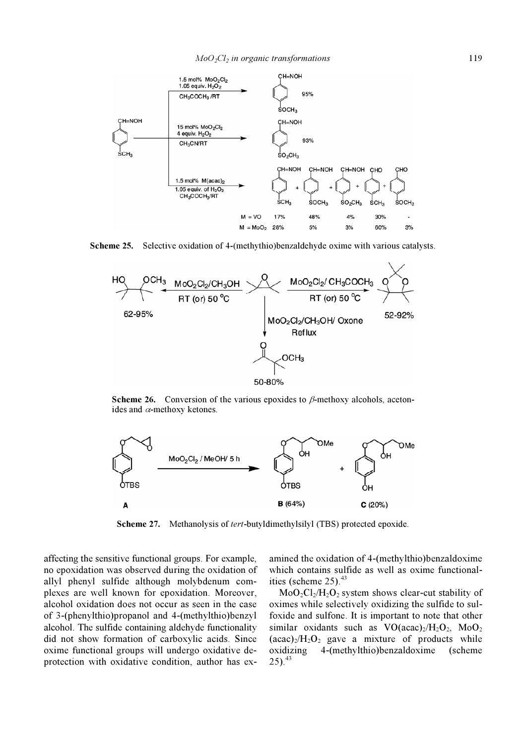**Scheme 25.** Selective oxidation of 4-(methythio)benzaldehyde oxime with various catalysts.

**Scheme 26.** Conversion of the various epoxides to $\beta$-methoxy alcohols, acetonides and $\alpha$-methoxy ketones.

**Scheme 27.** Methanolysis of *tert*-butyldimethylsilyl (TBS) protected epoxide.

affecting the sensitive functional groups. For example, no epoxidation was observed during the oxidation of allyl phenyl sulfide although molybdenum complexes are well known for epoxidation. Moreover, alcohol oxidation does not occur as seen in the case of 3-(phenylthio)propanol and 4-(methylthio)benzyl alcohol. The sulfide containing aldehyde functionality did not show formation of carboxylic acids. Since oxime functional groups will undergo oxidative deprotection with oxidative condition, author has examined the oxidation of 4-(methylthio)benzaldoxime which contains sulfide as well as oxime functionalities (scheme 25).[43]

$MoO_2Cl_2/H_2O_2$ system shows clear-cut stability of oximes while selectively oxidizing the sulfide to sulfoxide and sulfone. It is important to note that other similar oxidants such as $VO(acac)_2/H_2O_2$, $MoO_2(acac)_2/H_2O_2$ gave a mixture of products while oxidizing 4-(methylthio)benzaldoxime (scheme 25).[43]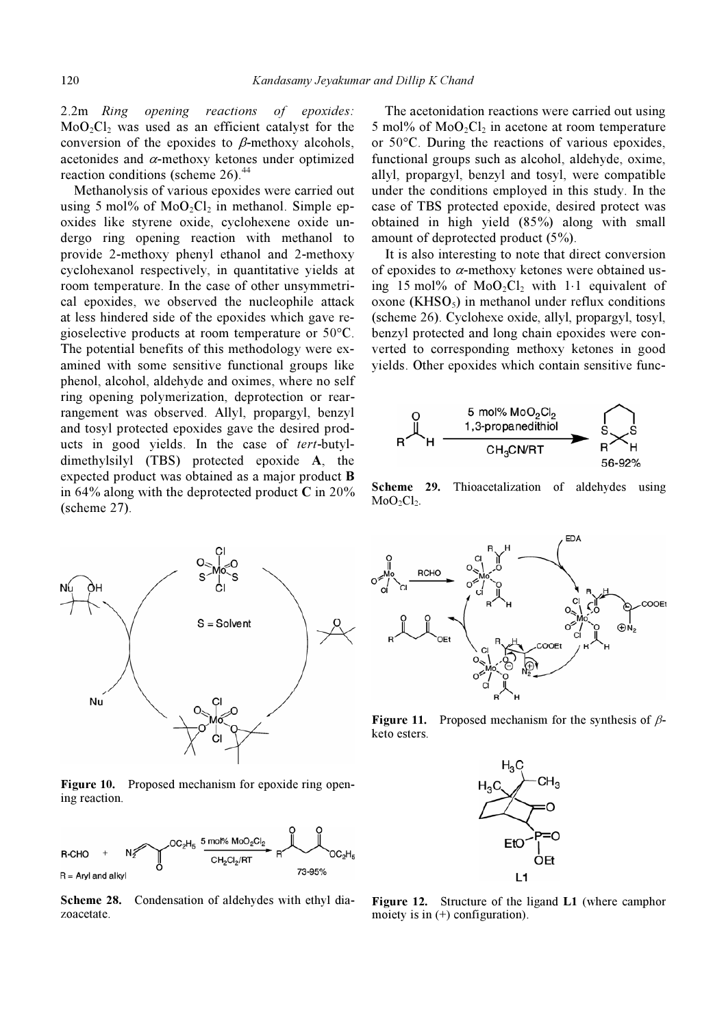*2.2m Ring opening reactions of epoxides:* $MoO_2Cl_2$ was used as an efficient catalyst for the conversion of the epoxides to $\beta$-methoxy alcohols, acetonides and $\alpha$-methoxy ketones under optimized reaction conditions (scheme 26).[44]

Methanolysis of various epoxides were carried out using 5 mol% of $MoO_2Cl_2$ in methanol. Simple epoxides like styrene oxide, cyclohexene oxide undergo ring opening reaction with methanol to provide 2-methoxy phenyl ethanol and 2-methoxy cyclohexanol respectively, in quantitative yields at room temperature. In the case of other unsymmetrical epoxides, we observed the nucleophile attack at less hindered side of the epoxides which gave regioselective products at room temperature or 50°C. The potential benefits of this methodology were examined with some sensitive functional groups like phenol, alcohol, aldehyde and oximes, where no self ring opening polymerization, deprotection or rearrangement was observed. Allyl, propargyl, benzyl and tosyl protected epoxides gave the desired products in good yields. In the case of *tert*-butyldimethylsilyl (TBS) protected epoxide **A**, the expected product was obtained as a major product **B** in 64% along with the deprotected product **C** in 20% (scheme 27).

Figure 10. Proposed mechanism for epoxide ring opening reaction.

Scheme 28. Condensation of aldehydes with ethyl diazoacetate.

The acetonidation reactions were carried out using 5 mol% of $MoO_2Cl_2$ in acetone at room temperature or 50°C. During the reactions of various epoxides, functional groups such as alcohol, aldehyde, oxime, allyl, propargyl, benzyl and tosyl, were compatible under the conditions employed in this study. In the case of TBS protected epoxide, desired protect was obtained in high yield (85%) along with small amount of deprotected product (5%).

It is also interesting to note that direct conversion of epoxides to $\alpha$-methoxy ketones were obtained using 15 mol% of $MoO_2Cl_2$ with 1·1 equivalent of oxone ($KHSO_5$) in methanol under reflux conditions (scheme 26). Cyclohexe oxide, allyl, propargyl, tosyl, benzyl protected and long chain epoxides were converted to corresponding methoxy ketones in good yields. Other epoxides which contain sensitive func-

Scheme 29. Thioacetalization of aldehydes using $MoO_2Cl_2$.

Figure 11. Proposed mechanism for the synthesis of $\beta$-keto esters.

Figure 12. Structure of the ligand **L1** (where camphor moiety is in (+) configuration).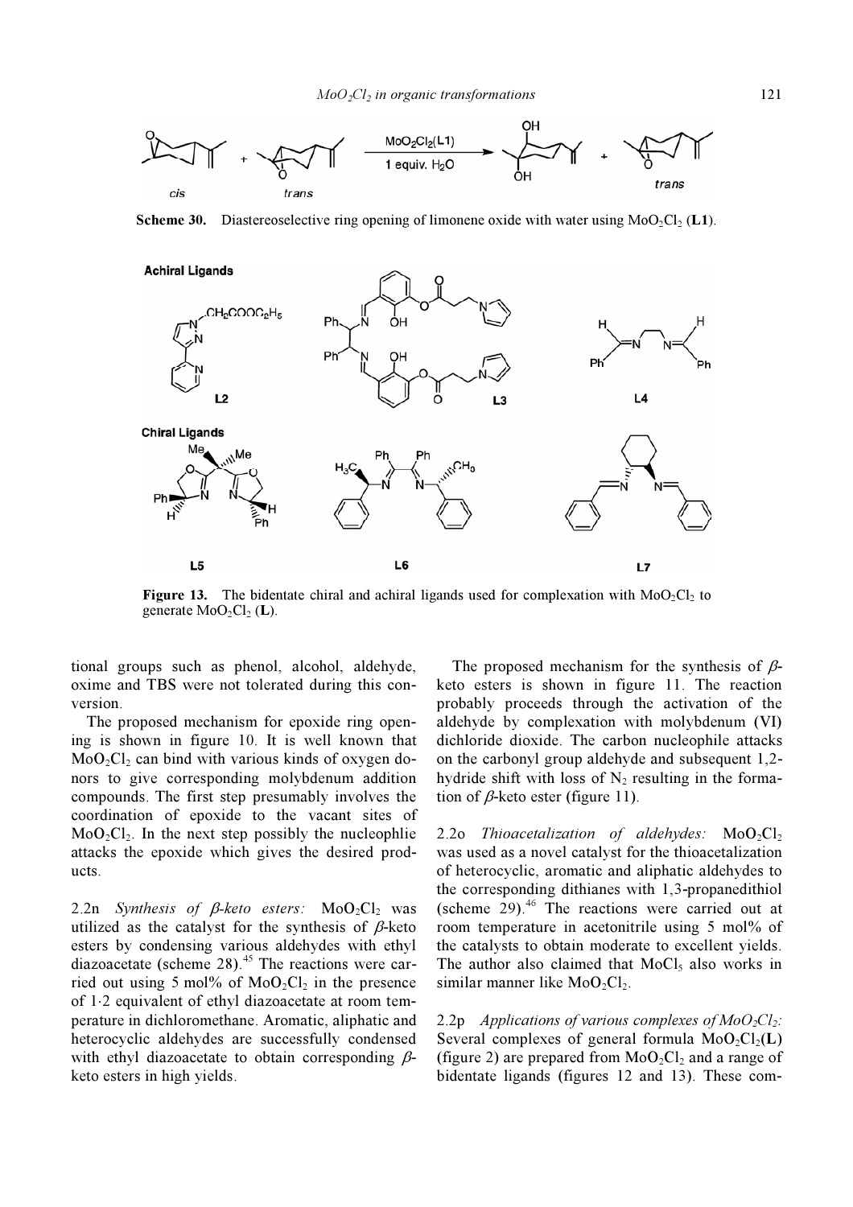**Scheme 30.** Diastereoselective ring opening of limonene oxide with water using $MoO_2Cl_2$ (**L1**).

**Figure 13.** The bidentate chiral and achiral ligands used for complexation with $MoO_2Cl_2$ to generate $MoO_2Cl_2$ (**L**).

tional groups such as phenol, alcohol, aldehyde, oxime and TBS were not tolerated during this conversion.

The proposed mechanism for epoxide ring opening is shown in figure 10. It is well known that $MoO_2Cl_2$ can bind with various kinds of oxygen donors to give corresponding molybdenum addition compounds. The first step presumably involves the coordination of epoxide to the vacant sites of $MoO_2Cl_2$. In the next step possibly the nucleophlie attacks the epoxide which gives the desired products.

2.2n *Synthesis of β-keto esters:* $MoO_2Cl_2$ was utilized as the catalyst for the synthesis of β-keto esters by condensing various aldehydes with ethyl diazoacetate (scheme 28).[45] The reactions were carried out using 5 mol% of $MoO_2Cl_2$ in the presence of 1·2 equivalent of ethyl diazoacetate at room temperature in dichloromethane. Aromatic, aliphatic and heterocyclic aldehydes are successfully condensed with ethyl diazoacetate to obtain corresponding β-keto esters in high yields.

The proposed mechanism for the synthesis of β-keto esters is shown in figure 11. The reaction probably proceeds through the activation of the aldehyde by complexation with molybdenum (VI) dichloride dioxide. The carbon nucleophile attacks on the carbonyl group aldehyde and subsequent 1,2-hydride shift with loss of $N_2$ resulting in the formation of β-keto ester (figure 11).

2.2o *Thioacetalization of aldehydes:* $MoO_2Cl_2$ was used as a novel catalyst for the thioacetalization of heterocyclic, aromatic and aliphatic aldehydes to the corresponding dithianes with 1,3-propanedithiol (scheme 29).[46] The reactions were carried out at room temperature in acetonitrile using 5 mol% of the catalysts to obtain moderate to excellent yields. The author also claimed that $MoCl_5$ also works in similar manner like $MoO_2Cl_2$.

2.2p *Applications of various complexes of $MoO_2Cl_2$:* Several complexes of general formula $MoO_2Cl_2$(**L**) (figure 2) are prepared from $MoO_2Cl_2$ and a range of bidentate ligands (figures 12 and 13). These com-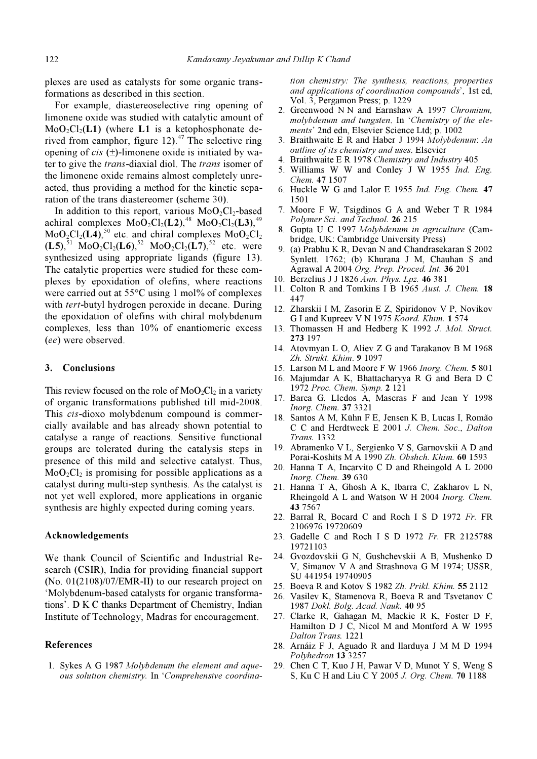plexes are used as catalysts for some organic transformations as described in this section.

For example, diastereoselective ring opening of limonene oxide was studied with catalytic amount of $MoO_2Cl_2$(**L1**) (where **L1** is a ketophosphonate derived from camphor, figure 12).[47] The selective ring opening of *cis* (±)-limonene oxide is initiated by water to give the *trans*-diaxial diol. The *trans* isomer of the limonene oxide remains almost completely unreacted, thus providing a method for the kinetic separation of the trans diastereomer (scheme 30).

In addition to this report, various $MoO_2Cl_2$-based achiral complexes $MoO_2Cl_2$(**L2**),[48] $MoO_2Cl_2$(**L3**),[49] $MoO_2Cl_2$(**L4**),[50] etc. and chiral complexes $MoO_2Cl_2$ (**L5**),[51] $MoO_2Cl_2$(**L6**),[52] $MoO_2Cl_2$(**L7**),[52] etc. were synthesized using appropriate ligands (figure 13). The catalytic properties were studied for these complexes by epoxidation of olefins, where reactions were carried out at 55°C using 1 mol% of complexes with *tert*-butyl hydrogen peroxide in decane. During the epoxidation of olefins with chiral molybdenum complexes, less than 10% of enantiomeric excess (*ee*) were observed.

## 3. Conclusions

This review focused on the role of $MoO_2Cl_2$ in a variety of organic transformations published till mid-2008. This *cis*-dioxo molybdenum compound is commercially available and has already shown potential to catalyse a range of reactions. Sensitive functional groups are tolerated during the catalysis steps in presence of this mild and selective catalyst. Thus, $MoO_2Cl_2$ is promising for possible applications as a catalyst during multi-step synthesis. As the catalyst is not yet well explored, more applications in organic synthesis are highly expected during coming years.

## Acknowledgements

We thank Council of Scientific and Industrial Research (CSIR), India for providing financial support (No. 01(2108)/07/EMR-II) to our research project on 'Molybdenum-based catalysts for organic transformations'. D K C thanks Department of Chemistry, Indian Institute of Technology, Madras for encouragement.

## References

1. Sykes A G 1987 *Molybdenum the element and aqueous solution chemistry.* In '*Comprehensive coordination chemistry: The synthesis, reactions, properties and applications of coordination compounds*', 1st ed, Vol. 3, Pergamon Press; p. 1229
2. Greenwood N N and Earnshaw A 1997 *Chromium, molybdenum and tungsten*. In '*Chemistry of the elements*' 2nd edn, Elsevier Science Ltd; p. 1002
3. Braithwaite E R and Haber J 1994 *Molybdenum*: *An outline of its chemistry and uses.* Elsevier
4. Braithwaite E R 1978 *Chemistry and Industry* 405
5. Williams W W and Conley J W 1955 *Ind. Eng. Chem.* **47** 1507
6. Huckle W G and Lalor E 1955 *Ind. Eng. Chem.* **47** 1501
7. Moore F W, Tsigdinos G A and Weber T R 1984 *Polymer Sci. and Technol.* **26** 215
8. Gupta U C 1997 *Molybdenum in agriculture* (Cambridge, UK: Cambridge University Press)
9. (a) Prabhu K R, Devan N and Chandrasekaran S 2002 Synlett. 1762; (b) Khurana J M, Chauhan S and Agrawal A 2004 *Org. Prep. Proced. Int.* **36** 201
10. Berzelius J J 1826 *Ann. Phys. Lpz.* **46** 381
11. Colton R and Tomkins I B 1965 *Aust. J. Chem.* **18** 447
12. Zharskii I M, Zasorin E Z, Spiridonov V P, Novikov G I and Kupreev V N 1975 *Koord. Khim.* **1** 574
13. Thomassen H and Hedberg K 1992 *J. Mol. Struct.* **273** 197
14. Atovmyan L O, Aliev Z G and Tarakanov B M 1968 *Zh. Strukt. Khim.* **9** 1097
15. Larson M L and Moore F W 1966 *Inorg. Chem.* **5** 801
16. Majumdar A K, Bhattacharyya R G and Bera D C 1972 *Proc. Chem. Symp.* **2** 121
17. Barea G, Lledos A, Maseras F and Jean Y 1998 *Inorg. Chem.* **37** 3321
18. Santos A M, Kühn F E, Jensen K B, Lucas I, Romão C C and Herdtweck E 2001 *J. Chem. Soc*., *Dalton Trans.* 1332
19. Abramenko V L, Sergienko V S, Garnovskii A D and Porai-Koshits M A 1990 *Zh. Obshch. Khim.* **60** 1593
20. Hanna T A, Incarvito C D and Rheingold A L 2000 *Inorg. Chem.* **39** 630
21. Hanna T A, Ghosh A K, Ibarra C, Zakharov L N, Rheingold A L and Watson W H 2004 *Inorg. Chem.* **43** 7567
22. Barral R, Bocard C and Roch I S D 1972 *Fr.* FR 2106976 19720609
23. Gadelle C and Roch I S D 1972 *Fr.* FR 2125788 19721103
24. Gvozdovskii G N, Gushchevskii A B, Mushenko D V, Simanov V A and Strashnova G M 1974; USSR, SU 441954 19740905
25. Boeva R and Kotov S 1982 *Zh. Prikl. Khim.* **55** 2112
26. Vasilev K, Stamenova R, Boeva R and Tsvetanov C 1987 *Dokl. Bolg. Acad. Nauk.* **40** 95
27. Clarke R, Gahagan M, Mackie R K, Foster D F, Hamilton D J C, Nicol M and Montford A W 1995 *Dalton Trans.* 1221
28. Arnáiz F J, Aguado R and llarduya J M M D 1994 *Polyhedron* **13** 3257
29. Chen C T, Kuo J H, Pawar V D, Munot Y S, Weng S S, Ku C H and Liu C Y 2005 *J. Org. Chem.* **70** 1188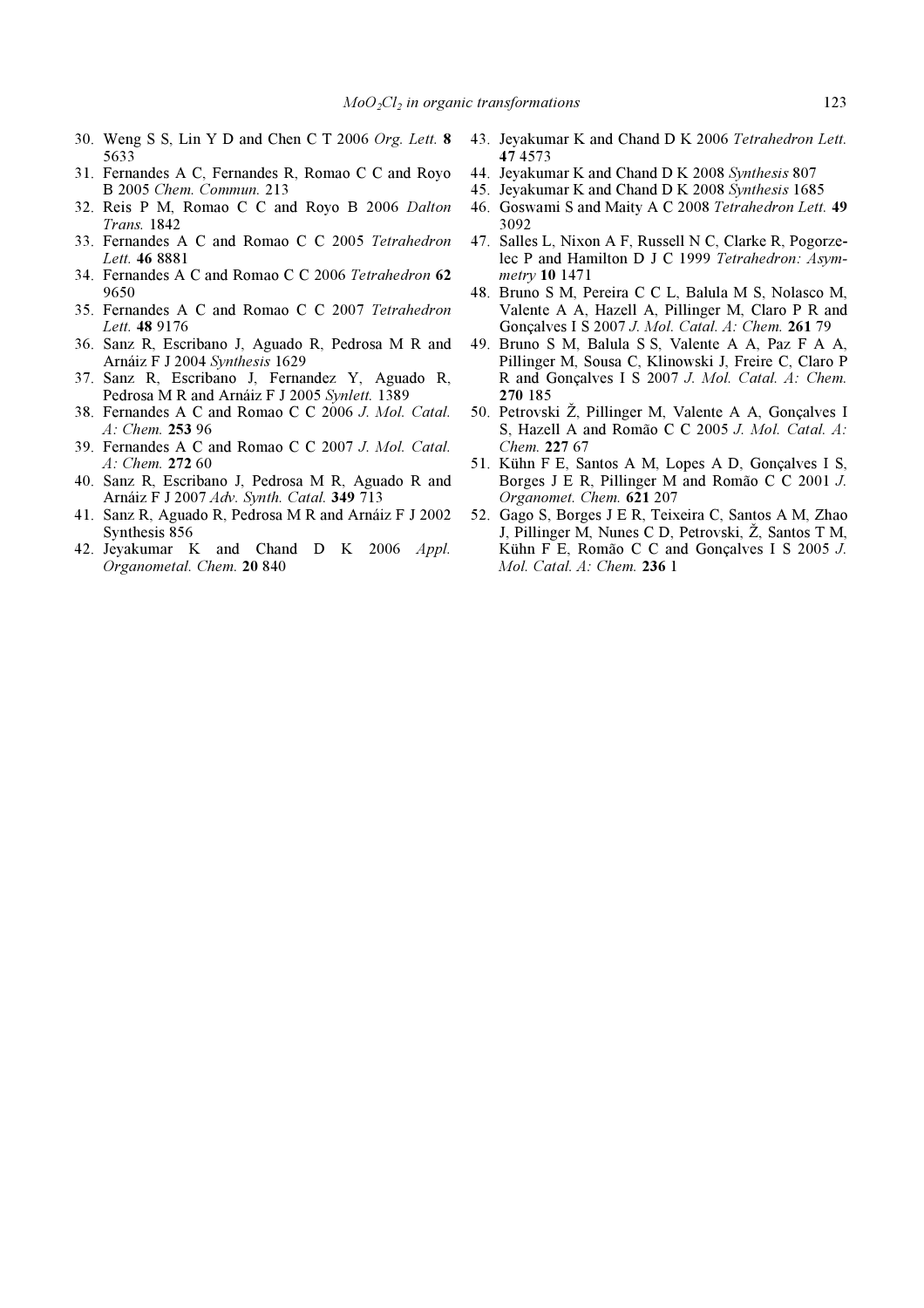30. Weng S S, Lin Y D and Chen C T 2006 *Org. Lett.* **8** 5633
31. Fernandes A C, Fernandes R, Romao C C and Royo B 2005 *Chem. Commun.* 213
32. Reis P M, Romao C C and Royo B 2006 *Dalton Trans.* 1842
33. Fernandes A C and Romao C C 2005 *Tetrahedron Lett.* **46** 8881
34. Fernandes A C and Romao C C 2006 *Tetrahedron* **62** 9650
35. Fernandes A C and Romao C C 2007 *Tetrahedron Lett.* **48** 9176
36. Sanz R, Escribano J, Aguado R, Pedrosa M R and Arnáiz F J 2004 *Synthesis* 1629
37. Sanz R, Escribano J, Fernandez Y, Aguado R, Pedrosa M R and Arnáiz F J 2005 *Synlett.* 1389
38. Fernandes A C and Romao C C 2006 *J. Mol. Catal. A: Chem.* **253** 96
39. Fernandes A C and Romao C C 2007 *J. Mol. Catal. A: Chem.* **272** 60
40. Sanz R, Escribano J, Pedrosa M R, Aguado R and Arnáiz F J 2007 *Adv. Synth. Catal.* **349** 713
41. Sanz R, Aguado R, Pedrosa M R and Arnáiz F J 2002 Synthesis 856
42. Jeyakumar K and Chand D K 2006 *Appl. Organometal. Chem.* **20** 840
43. Jeyakumar K and Chand D K 2006 *Tetrahedron Lett.* **47** 4573
44. Jeyakumar K and Chand D K 2008 *Synthesis* 807
45. Jeyakumar K and Chand D K 2008 *Synthesis* 1685
46. Goswami S and Maity A C 2008 *Tetrahedron Lett.* **49** 3092
47. Salles L, Nixon A F, Russell N C, Clarke R, Pogorzelec P and Hamilton D J C 1999 *Tetrahedron: Asymmetry* **10** 1471
48. Bruno S M, Pereira C C L, Balula M S, Nolasco M, Valente A A, Hazell A, Pillinger M, Claro P R and Gonçalves I S 2007 *J. Mol. Catal. A: Chem.* **261** 79
49. Bruno S M, Balula S S, Valente A A, Paz F A A, Pillinger M, Sousa C, Klinowski J, Freire C, Claro P R and Gonçalves I S 2007 *J. Mol. Catal. A: Chem.* **270** 185
50. Petrovski Ž, Pillinger M, Valente A A, Gonçalves I S, Hazell A and Romão C C 2005 *J. Mol. Catal. A: Chem.* **227** 67
51. Kühn F E, Santos A M, Lopes A D, Gonçalves I S, Borges J E R, Pillinger M and Romão C C 2001 *J. Organomet. Chem.* **621** 207
52. Gago S, Borges J E R, Teixeira C, Santos A M, Zhao J, Pillinger M, Nunes C D, Petrovski, Ž, Santos T M, Kühn F E, Romão C C and Gonçalves I S 2005 *J. Mol. Catal. A: Chem.* **236** 1